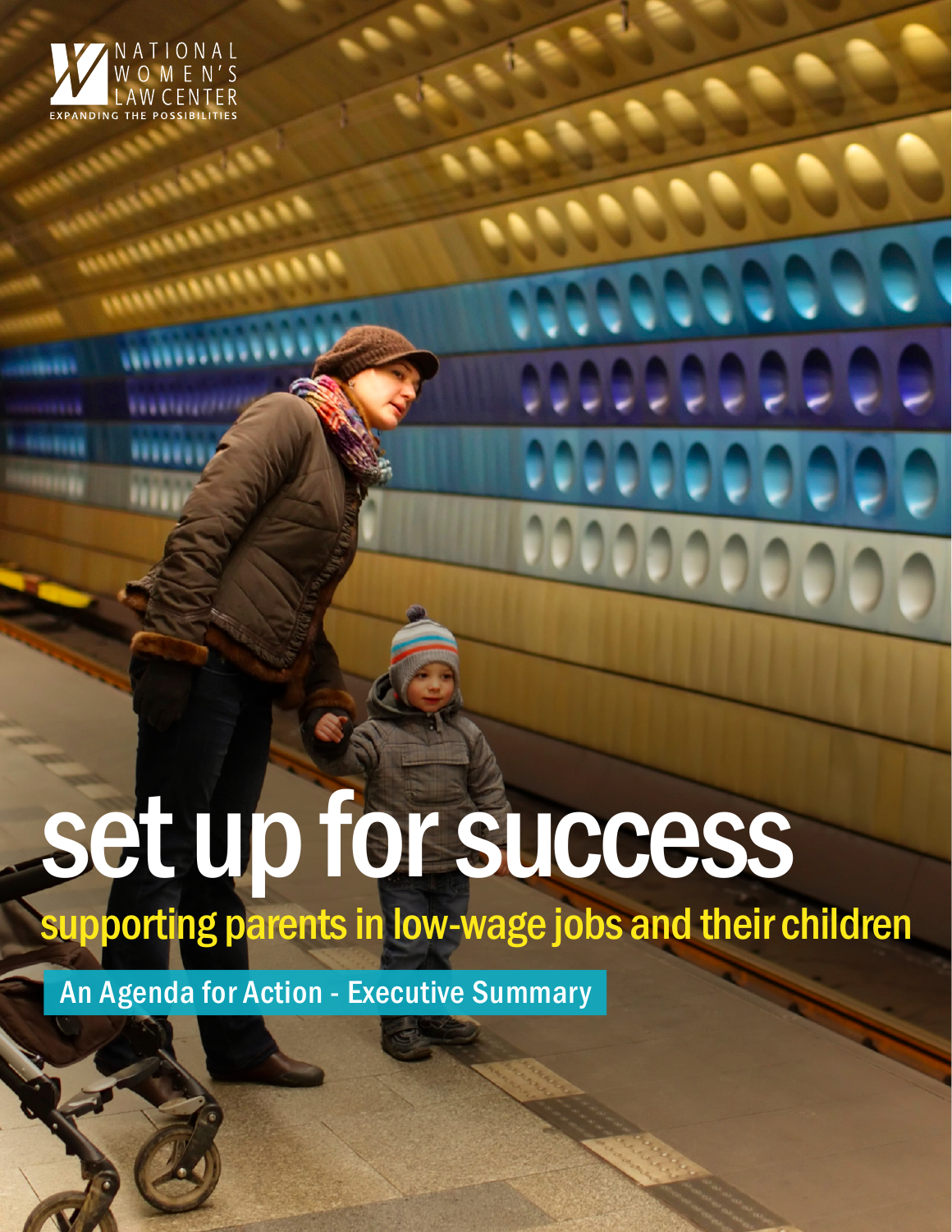NATIONAL WOMEN'S LAW CENTER

EXPANDING THE POSSIBILITIES

# set up for success

## supporting parents in low-wage jobs and their children

An Agenda for Action - Executive Summary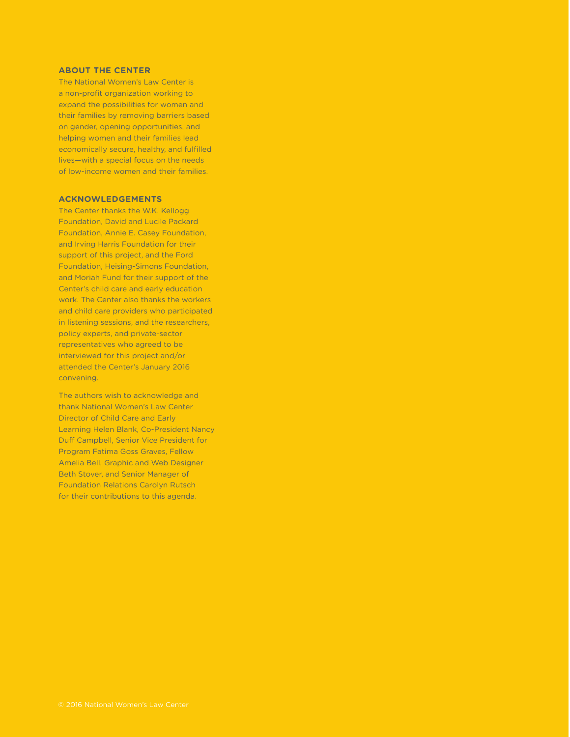## ABOUT THE CENTER

The National Women's Law Center is a non-profit organization working to expand the possibilities for women and their families by removing barriers based on gender, opening opportunities, and helping women and their families lead economically secure, healthy, and fulfilled lives—with a special focus on the needs of low-income women and their families.

## ACKNOWLEDGEMENTS

The Center thanks the W.K. Kellogg Foundation, David and Lucile Packard Foundation, Annie E. Casey Foundation, and Irving Harris Foundation for their support of this project, and the Ford Foundation, Heising-Simons Foundation, and Moriah Fund for their support of the Center's child care and early education work. The Center also thanks the workers and child care providers who participated in listening sessions, and the researchers, policy experts, and private-sector representatives who agreed to be interviewed for this project and/or attended the Center's January 2016 convening.

The authors wish to acknowledge and thank National Women's Law Center Director of Child Care and Early Learning Helen Blank, Co-President Nancy Duff Campbell, Senior Vice President for Program Fatima Goss Graves, Fellow Amelia Bell, Graphic and Web Designer Beth Stover, and Senior Manager of Foundation Relations Carolyn Rutsch for their contributions to this agenda.

© 2016 National Women's Law Center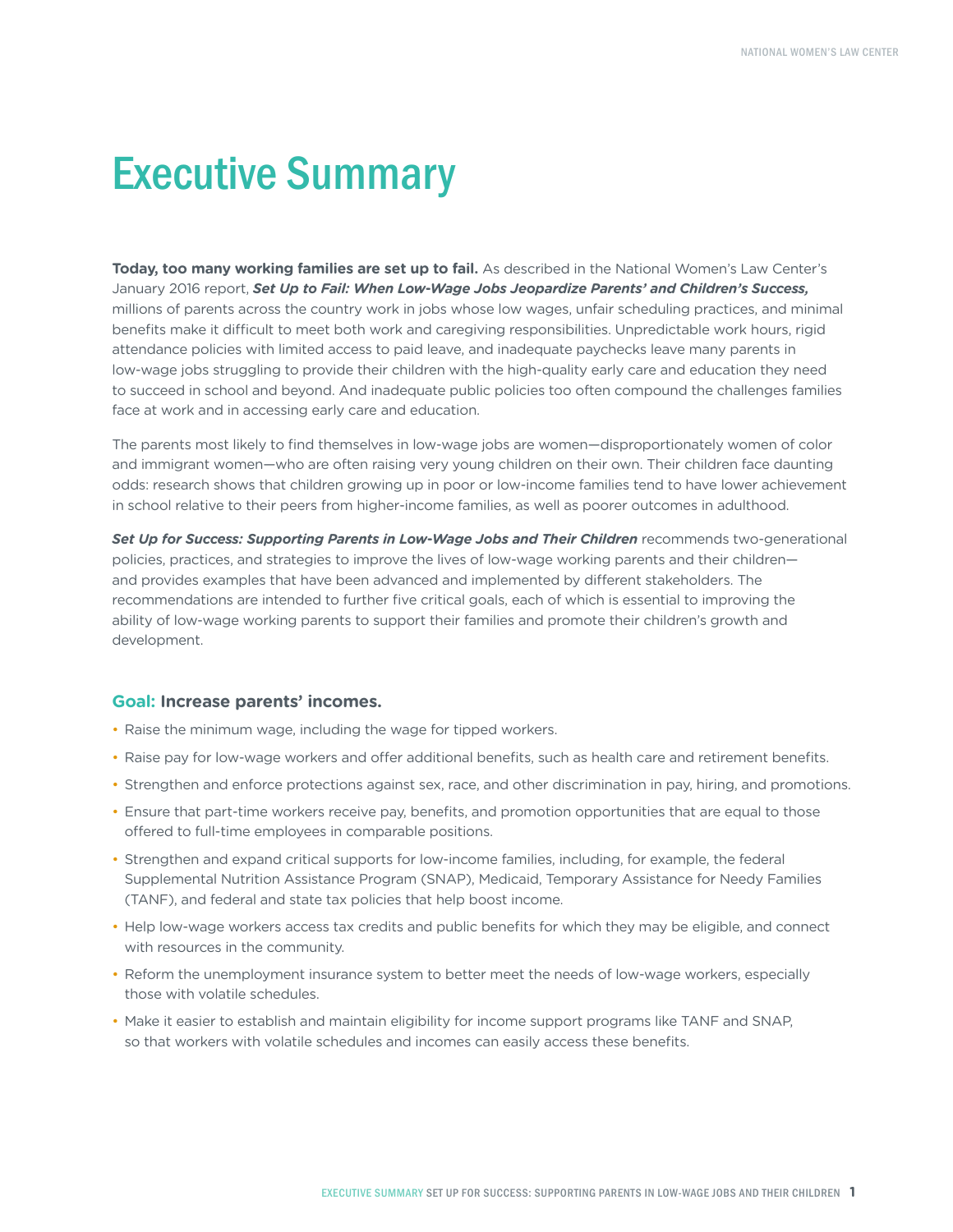# Executive Summary

**Today, too many working families are set up to fail.** As described in the National Women's Law Center's January 2016 report, ***Set Up to Fail: When Low-Wage Jobs Jeopardize Parents' and Children's Success,*** millions of parents across the country work in jobs whose low wages, unfair scheduling practices, and minimal benefits make it difficult to meet both work and caregiving responsibilities. Unpredictable work hours, rigid attendance policies with limited access to paid leave, and inadequate paychecks leave many parents in low-wage jobs struggling to provide their children with the high-quality early care and education they need to succeed in school and beyond. And inadequate public policies too often compound the challenges families face at work and in accessing early care and education.

The parents most likely to find themselves in low-wage jobs are women—disproportionately women of color and immigrant women—who are often raising very young children on their own. Their children face daunting odds: research shows that children growing up in poor or low-income families tend to have lower achievement in school relative to their peers from higher-income families, as well as poorer outcomes in adulthood.

***Set Up for Success: Supporting Parents in Low-Wage Jobs and Their Children*** recommends two-generational policies, practices, and strategies to improve the lives of low-wage working parents and their children—and provides examples that have been advanced and implemented by different stakeholders. The recommendations are intended to further five critical goals, each of which is essential to improving the ability of low-wage working parents to support their families and promote their children's growth and development.

### Goal: Increase parents' incomes.

- Raise the minimum wage, including the wage for tipped workers.
- Raise pay for low-wage workers and offer additional benefits, such as health care and retirement benefits.
- Strengthen and enforce protections against sex, race, and other discrimination in pay, hiring, and promotions.
- Ensure that part-time workers receive pay, benefits, and promotion opportunities that are equal to those offered to full-time employees in comparable positions.
- Strengthen and expand critical supports for low-income families, including, for example, the federal Supplemental Nutrition Assistance Program (SNAP), Medicaid, Temporary Assistance for Needy Families (TANF), and federal and state tax policies that help boost income.
- Help low-wage workers access tax credits and public benefits for which they may be eligible, and connect with resources in the community.
- Reform the unemployment insurance system to better meet the needs of low-wage workers, especially those with volatile schedules.
- Make it easier to establish and maintain eligibility for income support programs like TANF and SNAP, so that workers with volatile schedules and incomes can easily access these benefits.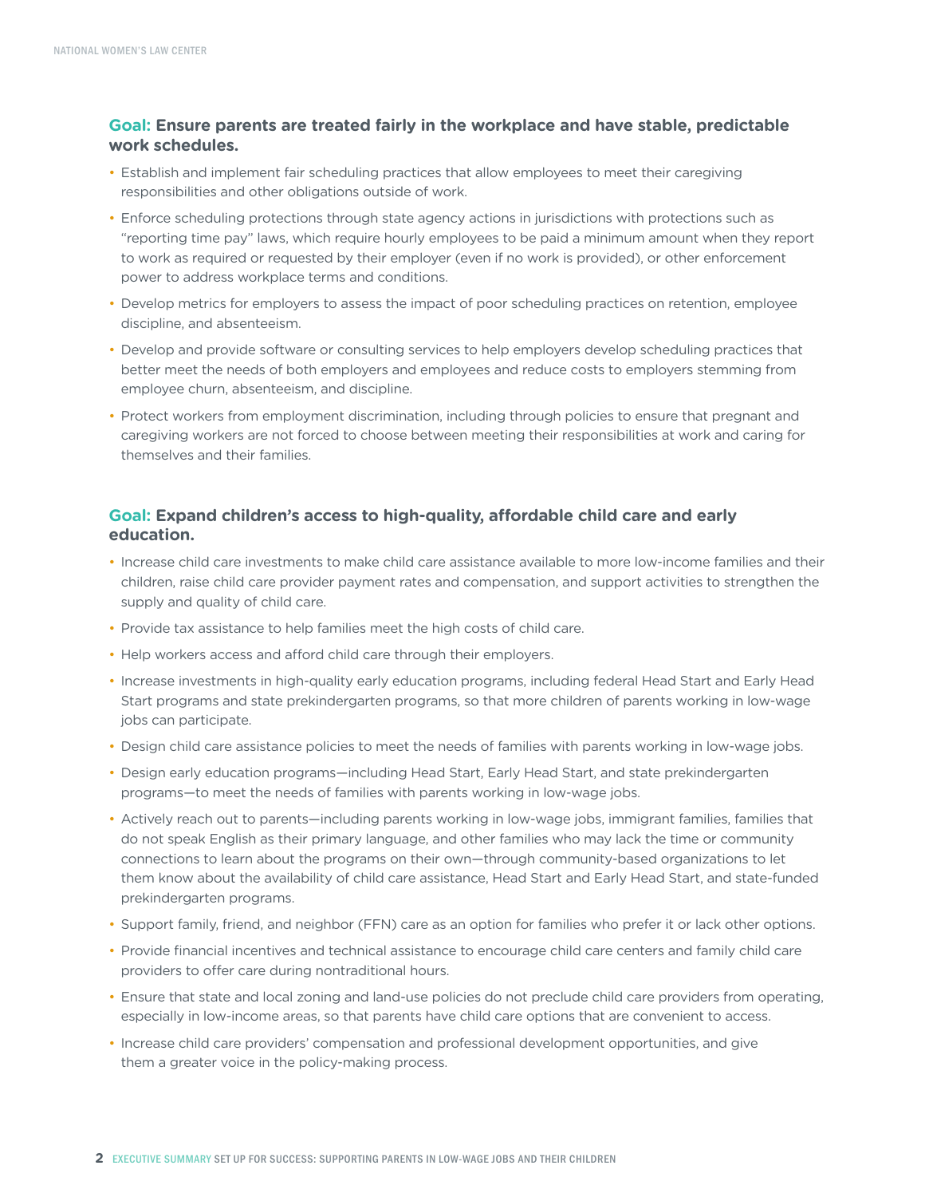### Goal: Ensure parents are treated fairly in the workplace and have stable, predictable work schedules.

- Establish and implement fair scheduling practices that allow employees to meet their caregiving responsibilities and other obligations outside of work.
- Enforce scheduling protections through state agency actions in jurisdictions with protections such as "reporting time pay" laws, which require hourly employees to be paid a minimum amount when they report to work as required or requested by their employer (even if no work is provided), or other enforcement power to address workplace terms and conditions.
- Develop metrics for employers to assess the impact of poor scheduling practices on retention, employee discipline, and absenteeism.
- Develop and provide software or consulting services to help employers develop scheduling practices that better meet the needs of both employers and employees and reduce costs to employers stemming from employee churn, absenteeism, and discipline.
- Protect workers from employment discrimination, including through policies to ensure that pregnant and caregiving workers are not forced to choose between meeting their responsibilities at work and caring for themselves and their families.

### Goal: Expand children's access to high-quality, affordable child care and early education.

- Increase child care investments to make child care assistance available to more low-income families and their children, raise child care provider payment rates and compensation, and support activities to strengthen the supply and quality of child care.
- Provide tax assistance to help families meet the high costs of child care.
- Help workers access and afford child care through their employers.
- Increase investments in high-quality early education programs, including federal Head Start and Early Head Start programs and state prekindergarten programs, so that more children of parents working in low-wage jobs can participate.
- Design child care assistance policies to meet the needs of families with parents working in low-wage jobs.
- Design early education programs—including Head Start, Early Head Start, and state prekindergarten programs—to meet the needs of families with parents working in low-wage jobs.
- Actively reach out to parents—including parents working in low-wage jobs, immigrant families, families that do not speak English as their primary language, and other families who may lack the time or community connections to learn about the programs on their own—through community-based organizations to let them know about the availability of child care assistance, Head Start and Early Head Start, and state-funded prekindergarten programs.
- Support family, friend, and neighbor (FFN) care as an option for families who prefer it or lack other options.
- Provide financial incentives and technical assistance to encourage child care centers and family child care providers to offer care during nontraditional hours.
- Ensure that state and local zoning and land-use policies do not preclude child care providers from operating, especially in low-income areas, so that parents have child care options that are convenient to access.
- Increase child care providers' compensation and professional development opportunities, and give them a greater voice in the policy-making process.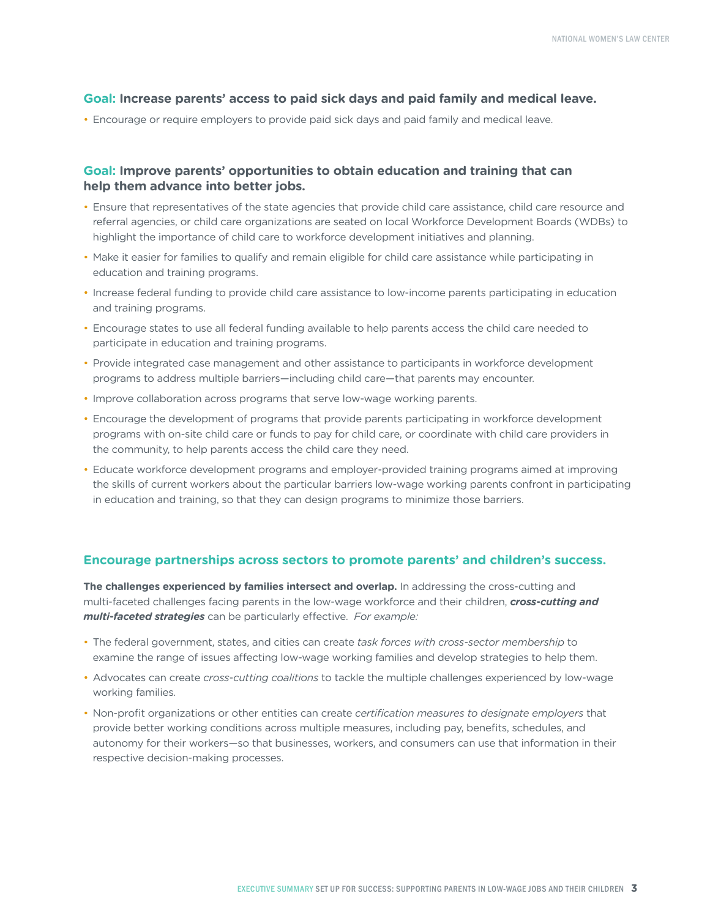### **Goal:** Increase parents' access to paid sick days and paid family and medical leave.

- Encourage or require employers to provide paid sick days and paid family and medical leave.

### **Goal:** Improve parents' opportunities to obtain education and training that can help them advance into better jobs.

- Ensure that representatives of the state agencies that provide child care assistance, child care resource and referral agencies, or child care organizations are seated on local Workforce Development Boards (WDBs) to highlight the importance of child care to workforce development initiatives and planning.
- Make it easier for families to qualify and remain eligible for child care assistance while participating in education and training programs.
- Increase federal funding to provide child care assistance to low-income parents participating in education and training programs.
- Encourage states to use all federal funding available to help parents access the child care needed to participate in education and training programs.
- Provide integrated case management and other assistance to participants in workforce development programs to address multiple barriers—including child care—that parents may encounter.
- Improve collaboration across programs that serve low-wage working parents.
- Encourage the development of programs that provide parents participating in workforce development programs with on-site child care or funds to pay for child care, or coordinate with child care providers in the community, to help parents access the child care they need.
- Educate workforce development programs and employer-provided training programs aimed at improving the skills of current workers about the particular barriers low-wage working parents confront in participating in education and training, so that they can design programs to minimize those barriers.

## Encourage partnerships across sectors to promote parents' and children's success.

**The challenges experienced by families intersect and overlap.** In addressing the cross-cutting and multi-faceted challenges facing parents in the low-wage workforce and their children, ***cross-cutting and multi-faceted strategies*** can be particularly effective. *For example:*

- The federal government, states, and cities can create *task forces with cross-sector membership* to examine the range of issues affecting low-wage working families and develop strategies to help them.
- Advocates can create *cross-cutting coalitions* to tackle the multiple challenges experienced by low-wage working families.
- Non-profit organizations or other entities can create *certification measures to designate employers* that provide better working conditions across multiple measures, including pay, benefits, schedules, and autonomy for their workers—so that businesses, workers, and consumers can use that information in their respective decision-making processes.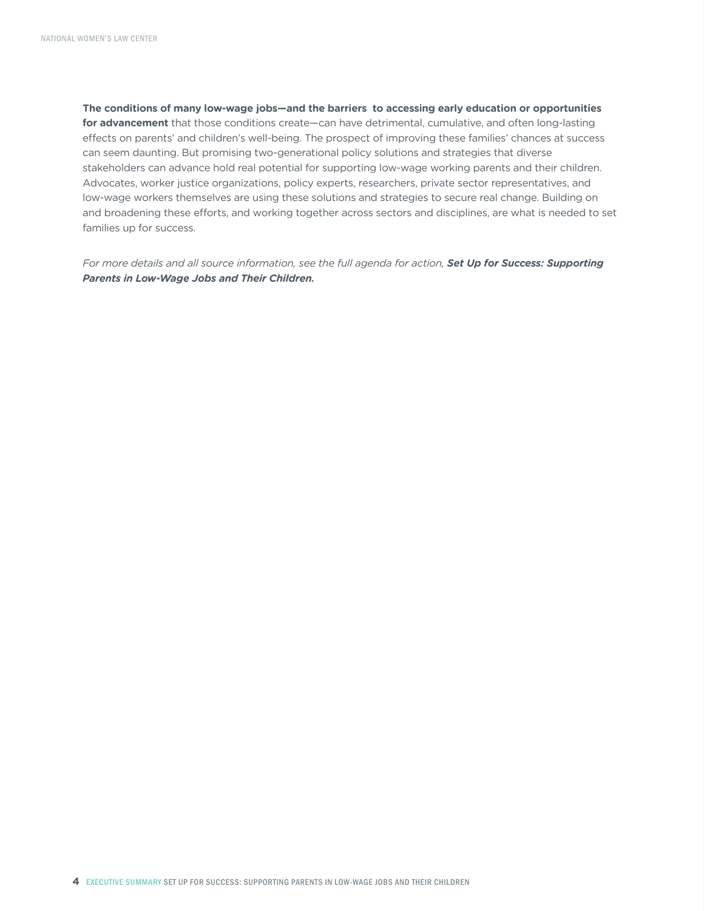**The conditions of many low-wage jobs—and the barriers to accessing early education or opportunities for advancement** that those conditions create—can have detrimental, cumulative, and often long-lasting effects on parents' and children's well-being. The prospect of improving these families' chances at success can seem daunting. But promising two-generational policy solutions and strategies that diverse stakeholders can advance hold real potential for supporting low-wage working parents and their children. Advocates, worker justice organizations, policy experts, researchers, private sector representatives, and low-wage workers themselves are using these solutions and strategies to secure real change. Building on and broadening these efforts, and working together across sectors and disciplines, are what is needed to set families up for success.

*For more details and all source information, see the full agenda for action,* ***Set Up for Success: Supporting Parents in Low-Wage Jobs and Their Children.***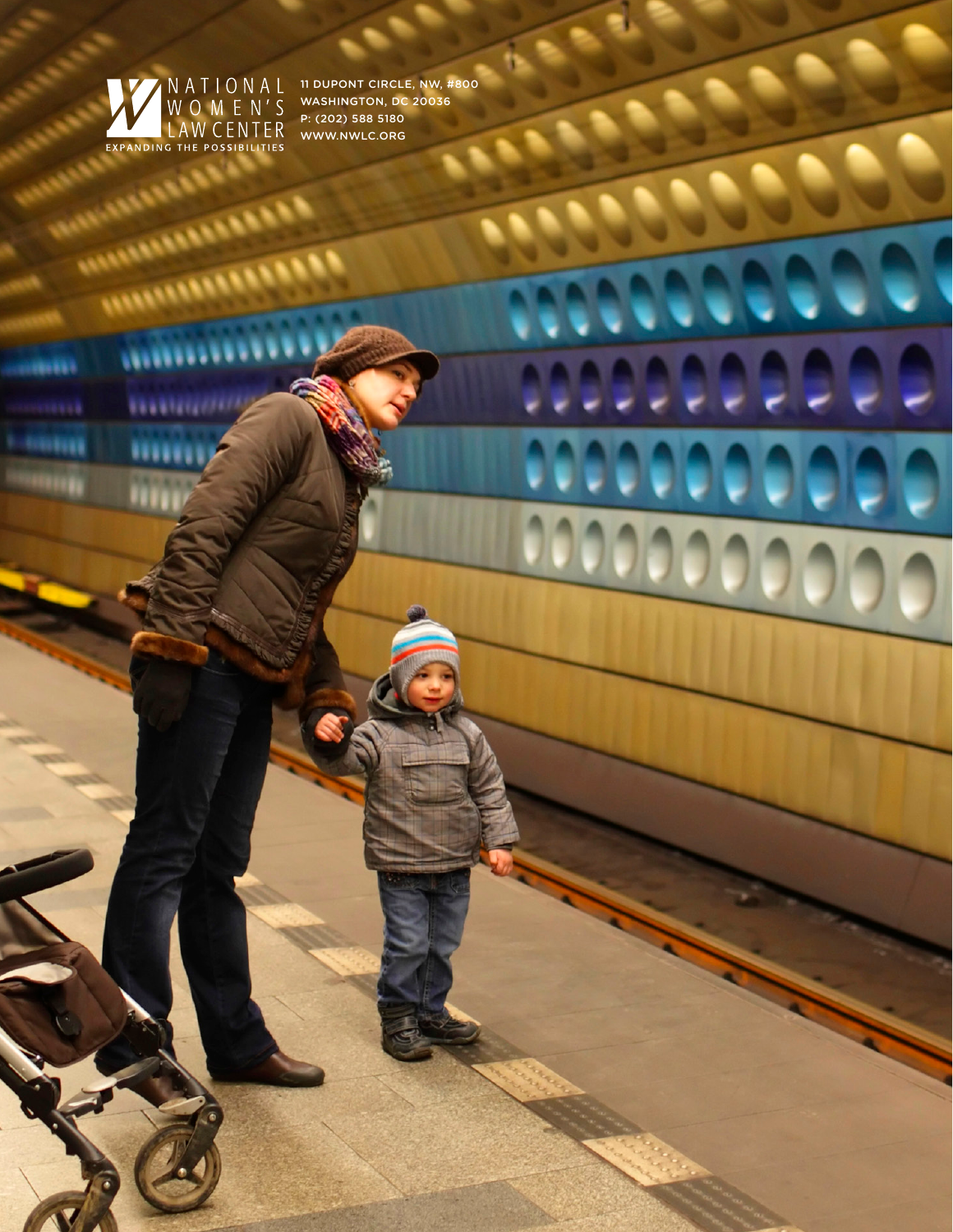NATIONAL WOMEN'S LAW CENTER

EXPANDING THE POSSIBILITIES

11 DUPONT CIRCLE, NW, #800
WASHINGTON, DC 20036
P: (202) 588 5180
WWW.NWLC.ORG